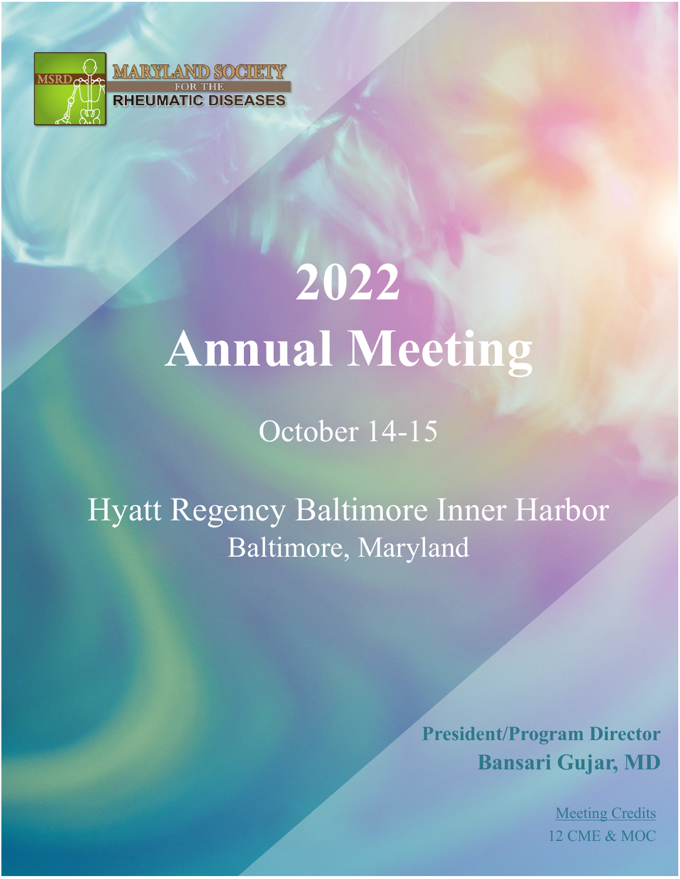MSRD

MARYLAND SOCIETY FOR THE RHEUMATIC DISEASES

# 2022 Annual Meeting

October 14-15

## Hyatt Regency Baltimore Inner Harbor

Baltimore, Maryland

**President/Program Director**

**Bansari Gujar, MD**

Meeting Credits

12 CME & MOC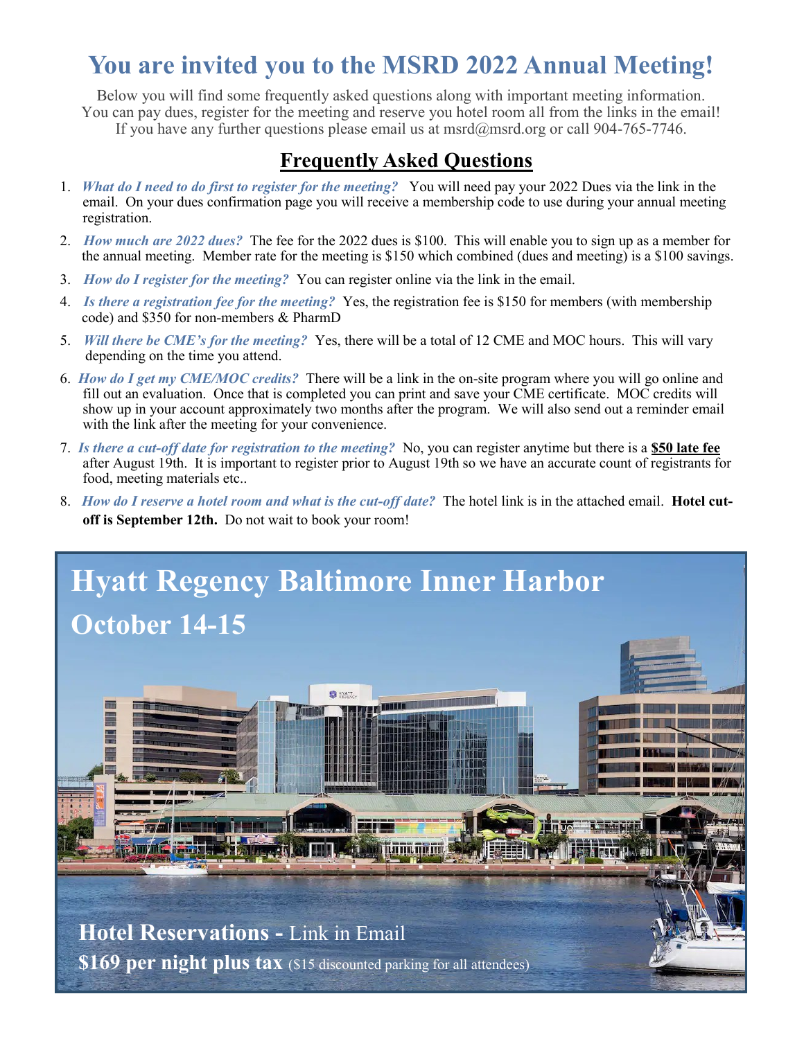# You are invited you to the MSRD 2022 Annual Meeting!

Below you will find some frequently asked questions along with important meeting information.
You can pay dues, register for the meeting and reserve you hotel room all from the links in the email!
If you have any further questions please email us at msrd@msrd.org or call 904-765-7746.

## Frequently Asked Questions

1. ***What do I need to do first to register for the meeting?*** You will need pay your 2022 Dues via the link in the email. On your dues confirmation page you will receive a membership code to use during your annual meeting registration.
2. ***How much are 2022 dues?*** The fee for the 2022 dues is $100. This will enable you to sign up as a member for the annual meeting. Member rate for the meeting is $150 which combined (dues and meeting) is a $100 savings.
3. ***How do I register for the meeting?*** You can register online via the link in the email.
4. ***Is there a registration fee for the meeting?*** Yes, the registration fee is $150 for members (with membership code) and $350 for non-members & PharmD
5. ***Will there be CME's for the meeting?*** Yes, there will be a total of 12 CME and MOC hours. This will vary depending on the time you attend.
6. ***How do I get my CME/MOC credits?*** There will be a link in the on-site program where you will go online and fill out an evaluation. Once that is completed you can print and save your CME certificate. MOC credits will show up in your account approximately two months after the program. We will also send out a reminder email with the link after the meeting for your convenience.
7. ***Is there a cut-off date for registration to the meeting?*** No, you can register anytime but there is a **$50 late fee** after August 19th. It is important to register prior to August 19th so we have an accurate count of registrants for food, meeting materials etc..
8. ***How do I reserve a hotel room and what is the cut-off date?*** The hotel link is in the attached email. **Hotel cut-off is September 12th.** Do not wait to book your room!

## Hyatt Regency Baltimore Inner Harbor

## October 14-15

**Hotel Reservations -** Link in Email

**$169 per night plus tax** ($15 discounted parking for all attendees)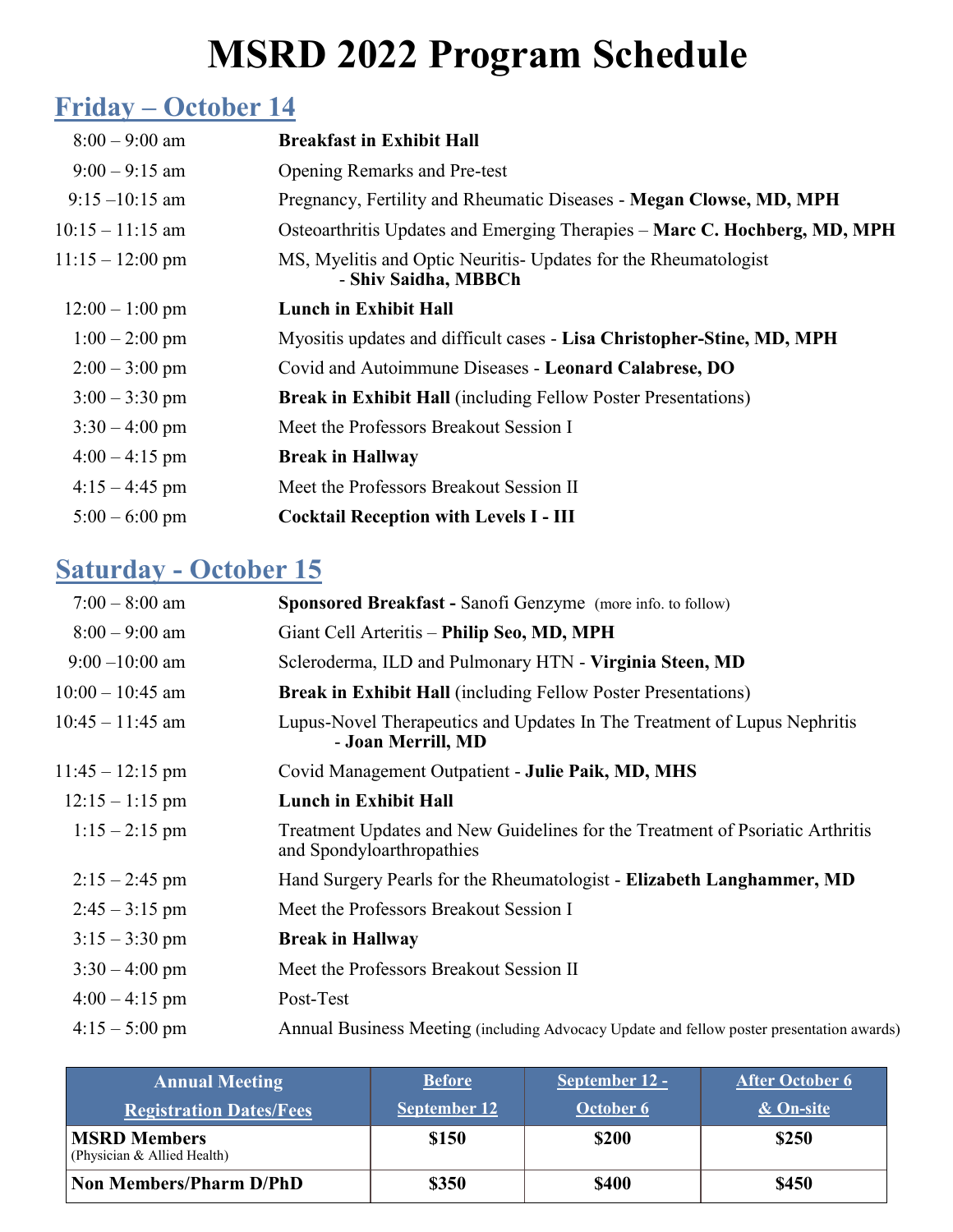# MSRD 2022 Program Schedule

## Friday – October 14

| | |
|---|---|
| 8:00 – 9:00 am | **Breakfast in Exhibit Hall** |
| 9:00 – 9:15 am | Opening Remarks and Pre-test |
| 9:15 –10:15 am | Pregnancy, Fertility and Rheumatic Diseases - **Megan Clowse, MD, MPH** |
| 10:15 – 11:15 am | Osteoarthritis Updates and Emerging Therapies – **Marc C. Hochberg, MD, MPH** |
| 11:15 – 12:00 pm | MS, Myelitis and Optic Neuritis- Updates for the Rheumatologist - **Shiv Saidha, MBBCh** |
| 12:00 – 1:00 pm | **Lunch in Exhibit Hall** |
| 1:00 – 2:00 pm | Myositis updates and difficult cases - **Lisa Christopher-Stine, MD, MPH** |
| 2:00 – 3:00 pm | Covid and Autoimmune Diseases - **Leonard Calabrese, DO** |
| 3:00 – 3:30 pm | **Break in Exhibit Hall** (including Fellow Poster Presentations) |
| 3:30 – 4:00 pm | Meet the Professors Breakout Session I |
| 4:00 – 4:15 pm | **Break in Hallway** |
| 4:15 – 4:45 pm | Meet the Professors Breakout Session II |
| 5:00 – 6:00 pm | **Cocktail Reception with Levels I - III** |

## Saturday - October 15

| | |
|---|---|
| 7:00 – 8:00 am | **Sponsored Breakfast -** Sanofi Genzyme (more info. to follow) |
| 8:00 – 9:00 am | Giant Cell Arteritis – **Philip Seo, MD, MPH** |
| 9:00 –10:00 am | Scleroderma, ILD and Pulmonary HTN - **Virginia Steen, MD** |
| 10:00 – 10:45 am | **Break in Exhibit Hall** (including Fellow Poster Presentations) |
| 10:45 – 11:45 am | Lupus-Novel Therapeutics and Updates In The Treatment of Lupus Nephritis - **Joan Merrill, MD** |
| 11:45 – 12:15 pm | Covid Management Outpatient - **Julie Paik, MD, MHS** |
| 12:15 – 1:15 pm | **Lunch in Exhibit Hall** |
| 1:15 – 2:15 pm | Treatment Updates and New Guidelines for the Treatment of Psoriatic Arthritis and Spondyloarthropathies |
| 2:15 – 2:45 pm | Hand Surgery Pearls for the Rheumatologist - **Elizabeth Langhammer, MD** |
| 2:45 – 3:15 pm | Meet the Professors Breakout Session I |
| 3:15 – 3:30 pm | **Break in Hallway** |
| 3:30 – 4:00 pm | Meet the Professors Breakout Session II |
| 4:00 – 4:15 pm | Post-Test |
| 4:15 – 5:00 pm | Annual Business Meeting (including Advocacy Update and fellow poster presentation awards) |

| Annual Meeting Registration Dates/Fees | Before September 12 | September 12 - October 6 | After October 6 & On-site |
|---|---|---|---|
| **MSRD Members** (Physician & Allied Health) | **$150** | **$200** | **$250** |
| **Non Members/Pharm D/PhD** | **$350** | **$400** | **$450** |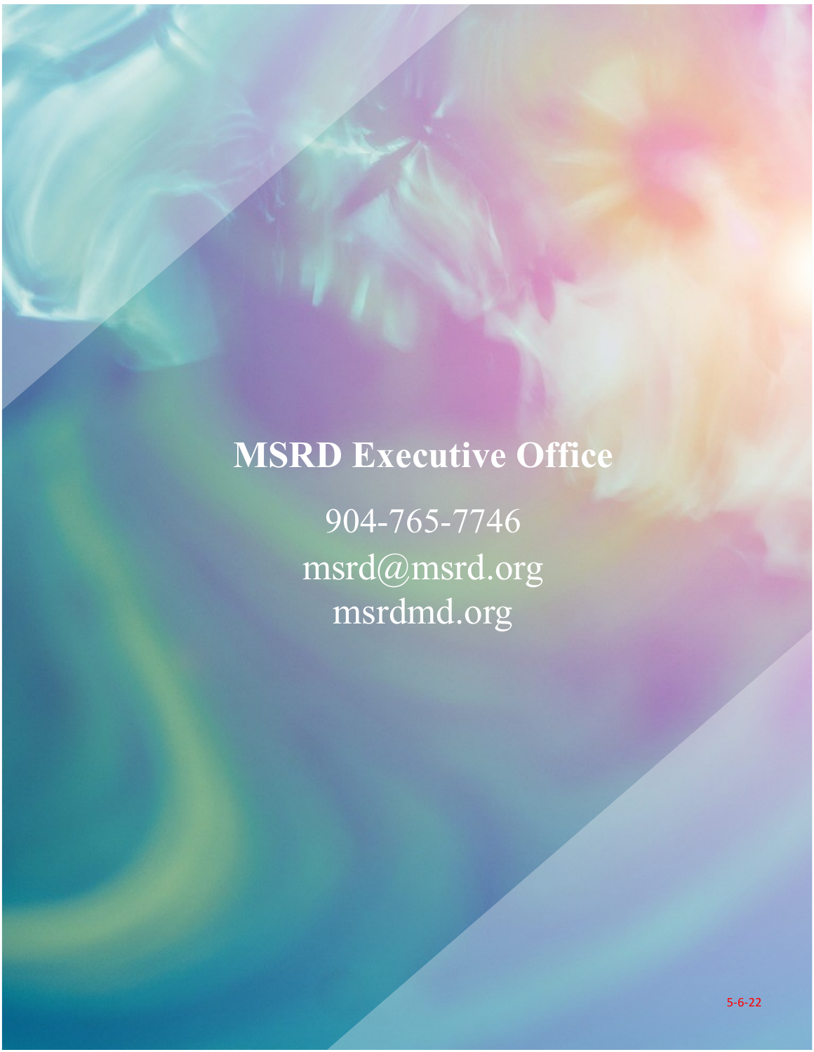# MSRD Executive Office

904-765-7746
msrd@msrd.org
msrdmd.org

5-6-22